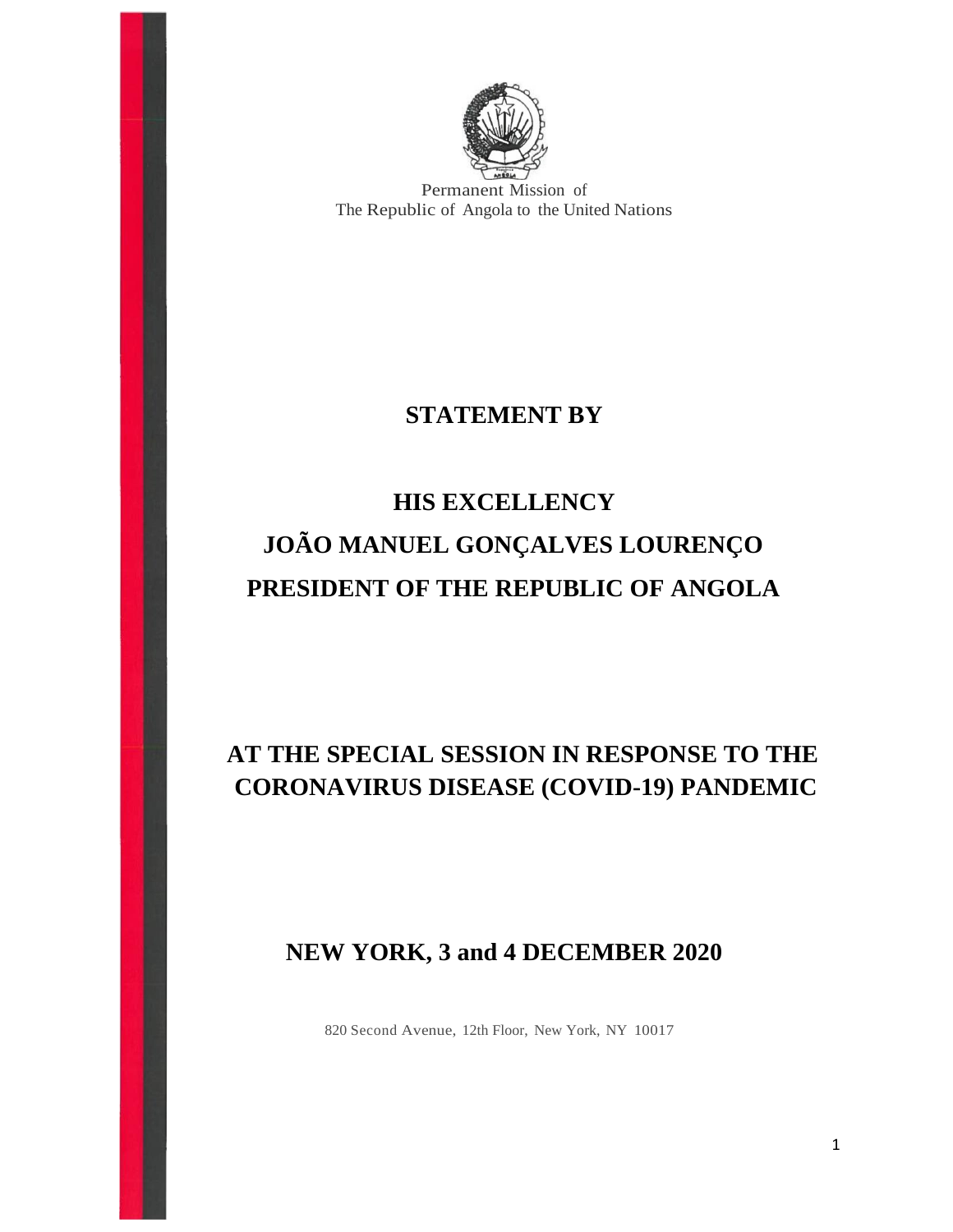Permanent Mission of
The Republic of Angola to the United Nations

**STATEMENT BY**

**HIS EXCELLENCY**

**JOÃO MANUEL GONÇALVES LOURENÇO**

**PRESIDENT OF THE REPUBLIC OF ANGOLA**

**AT THE SPECIAL SESSION IN RESPONSE TO THE CORONAVIRUS DISEASE (COVID-19) PANDEMIC**

**NEW YORK, 3 and 4 DECEMBER 2020**

820 Second Avenue, 12th Floor, New York, NY 10017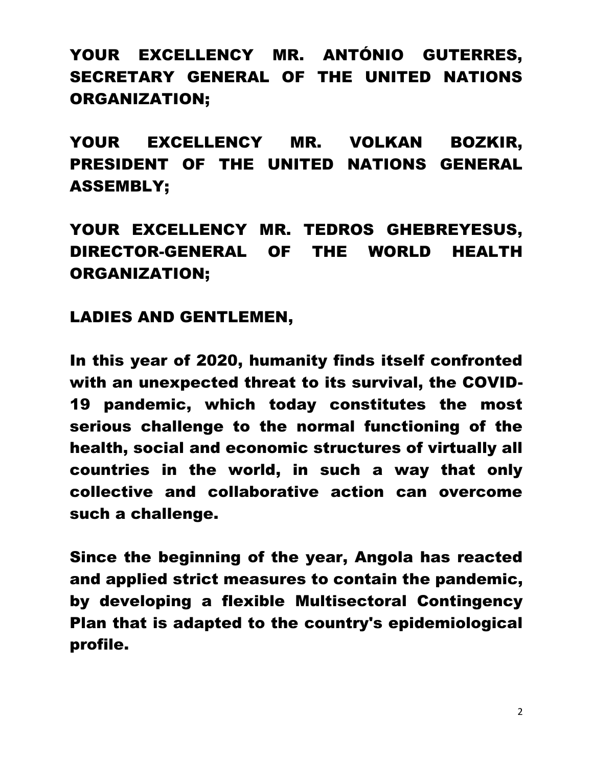**YOUR EXCELLENCY MR. ANTÓNIO GUTERRES, SECRETARY GENERAL OF THE UNITED NATIONS ORGANIZATION;**

**YOUR EXCELLENCY MR. VOLKAN BOZKIR, PRESIDENT OF THE UNITED NATIONS GENERAL ASSEMBLY;**

**YOUR EXCELLENCY MR. TEDROS GHEBREYESUS, DIRECTOR-GENERAL OF THE WORLD HEALTH ORGANIZATION;**

**LADIES AND GENTLEMEN,**

**In this year of 2020, humanity finds itself confronted with an unexpected threat to its survival, the COVID-19 pandemic, which today constitutes the most serious challenge to the normal functioning of the health, social and economic structures of virtually all countries in the world, in such a way that only collective and collaborative action can overcome such a challenge.**

**Since the beginning of the year, Angola has reacted and applied strict measures to contain the pandemic, by developing a flexible Multisectoral Contingency Plan that is adapted to the country's epidemiological profile.**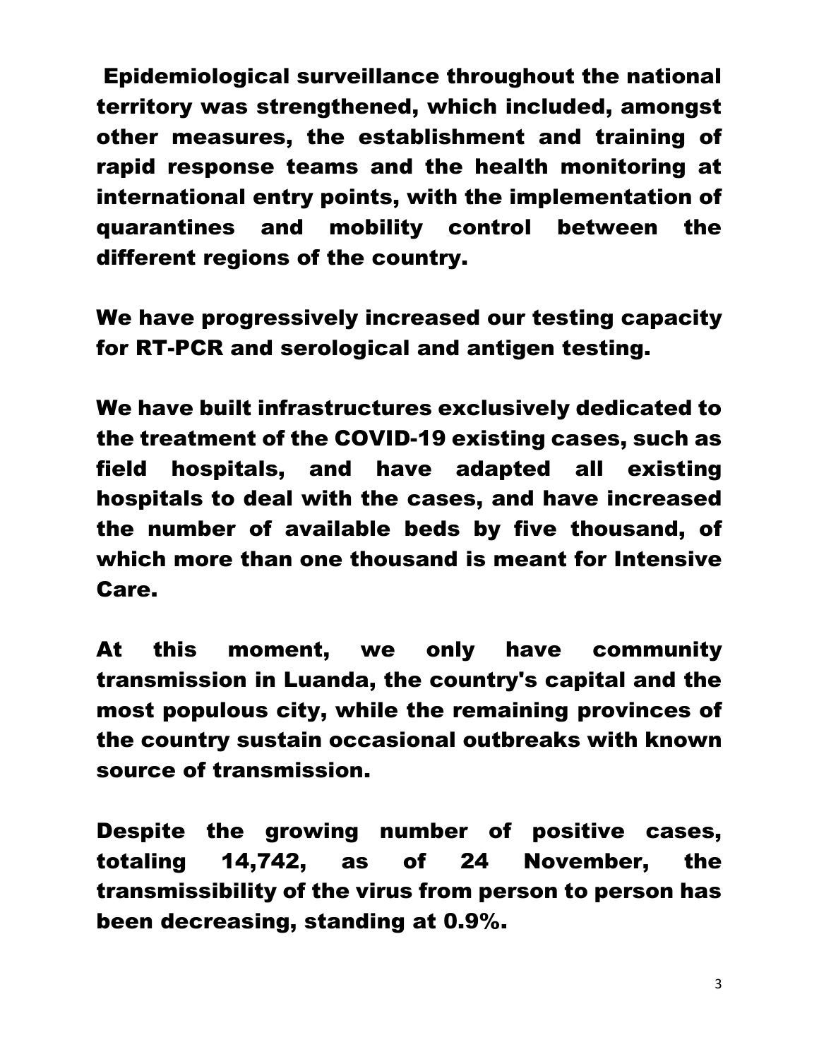Epidemiological surveillance throughout the national territory was strengthened, which included, amongst other measures, the establishment and training of rapid response teams and the health monitoring at international entry points, with the implementation of quarantines and mobility control between the different regions of the country.

We have progressively increased our testing capacity for RT-PCR and serological and antigen testing.

We have built infrastructures exclusively dedicated to the treatment of the COVID-19 existing cases, such as field hospitals, and have adapted all existing hospitals to deal with the cases, and have increased the number of available beds by five thousand, of which more than one thousand is meant for Intensive Care.

At this moment, we only have community transmission in Luanda, the country's capital and the most populous city, while the remaining provinces of the country sustain occasional outbreaks with known source of transmission.

Despite the growing number of positive cases, totaling 14,742, as of 24 November, the transmissibility of the virus from person to person has been decreasing, standing at 0.9%.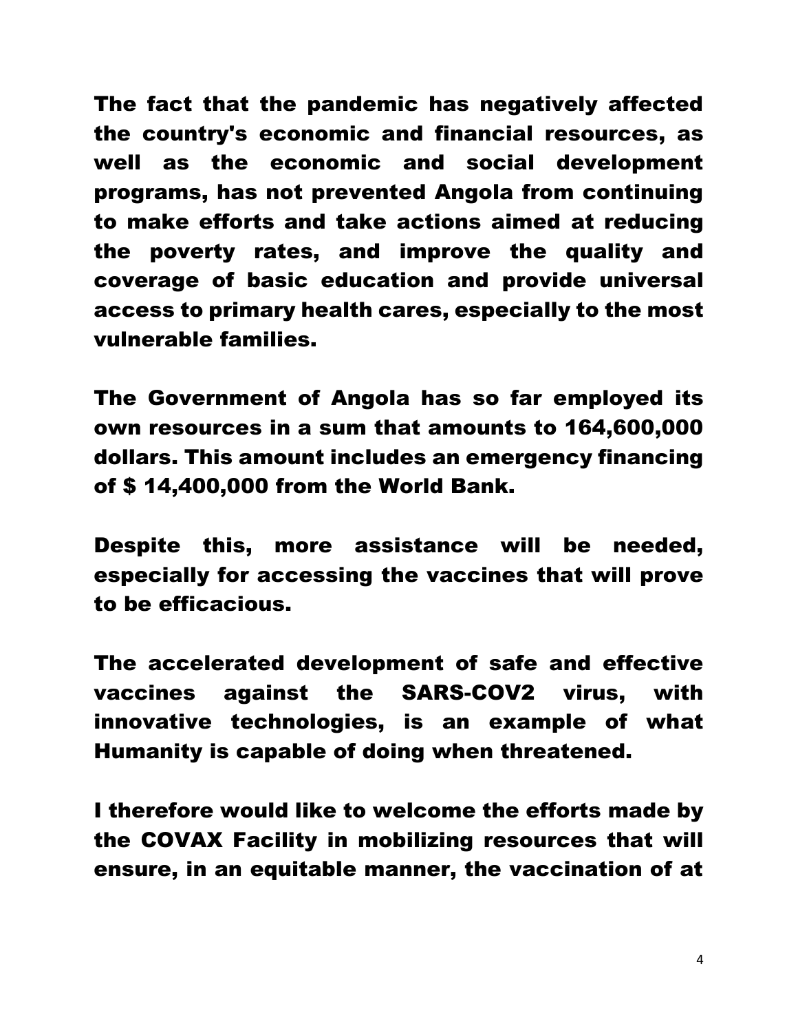The fact that the pandemic has negatively affected the country's economic and financial resources, as well as the economic and social development programs, has not prevented Angola from continuing to make efforts and take actions aimed at reducing the poverty rates, and improve the quality and coverage of basic education and provide universal access to primary health cares, especially to the most vulnerable families.

The Government of Angola has so far employed its own resources in a sum that amounts to 164,600,000 dollars. This amount includes an emergency financing of $ 14,400,000 from the World Bank.

Despite this, more assistance will be needed, especially for accessing the vaccines that will prove to be efficacious.

The accelerated development of safe and effective vaccines against the SARS-COV2 virus, with innovative technologies, is an example of what Humanity is capable of doing when threatened.

I therefore would like to welcome the efforts made by the COVAX Facility in mobilizing resources that will ensure, in an equitable manner, the vaccination of at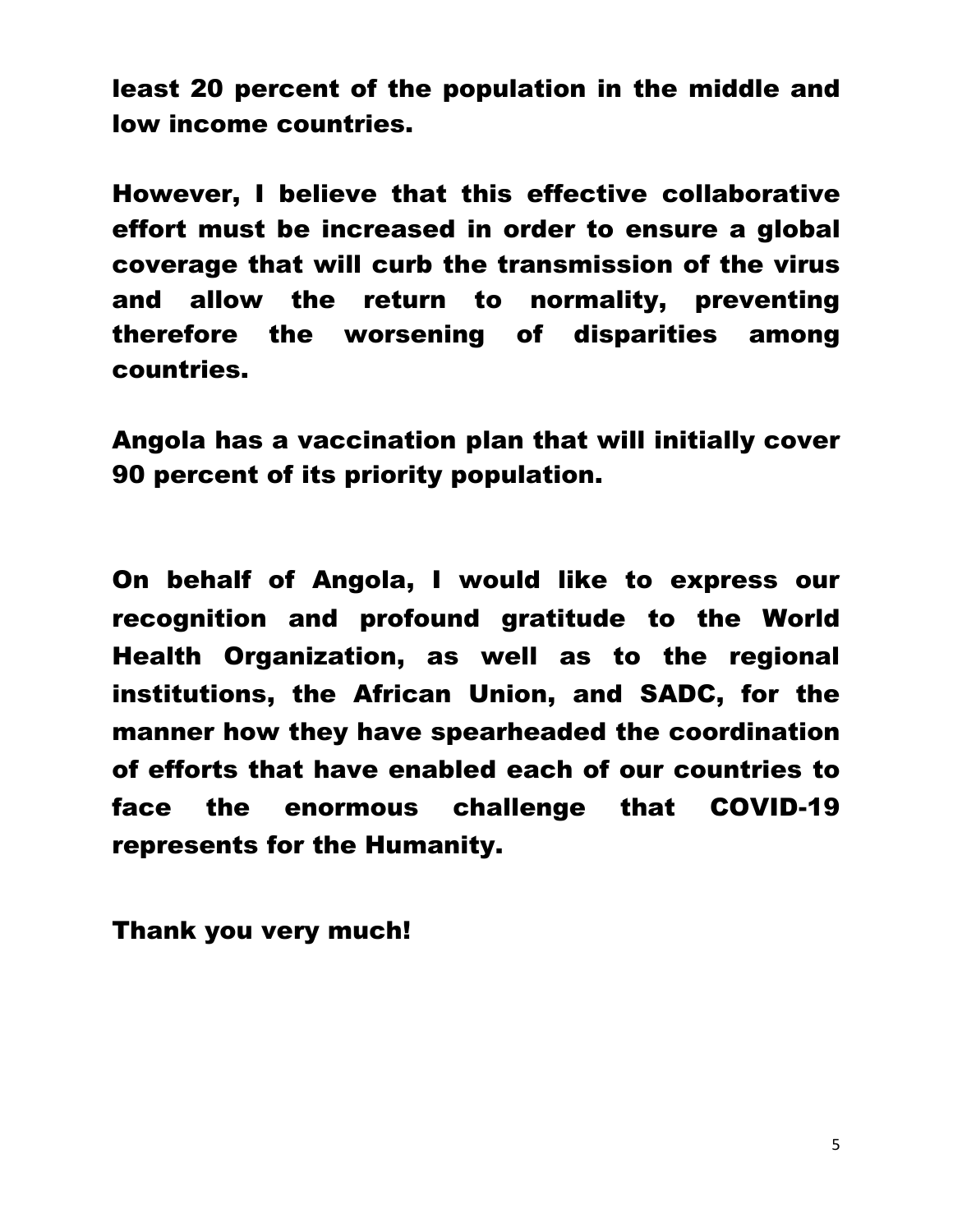least 20 percent of the population in the middle and low income countries.

However, I believe that this effective collaborative effort must be increased in order to ensure a global coverage that will curb the transmission of the virus and allow the return to normality, preventing therefore the worsening of disparities among countries.

Angola has a vaccination plan that will initially cover 90 percent of its priority population.

On behalf of Angola, I would like to express our recognition and profound gratitude to the World Health Organization, as well as to the regional institutions, the African Union, and SADC, for the manner how they have spearheaded the coordination of efforts that have enabled each of our countries to face the enormous challenge that COVID-19 represents for the Humanity.

Thank you very much!